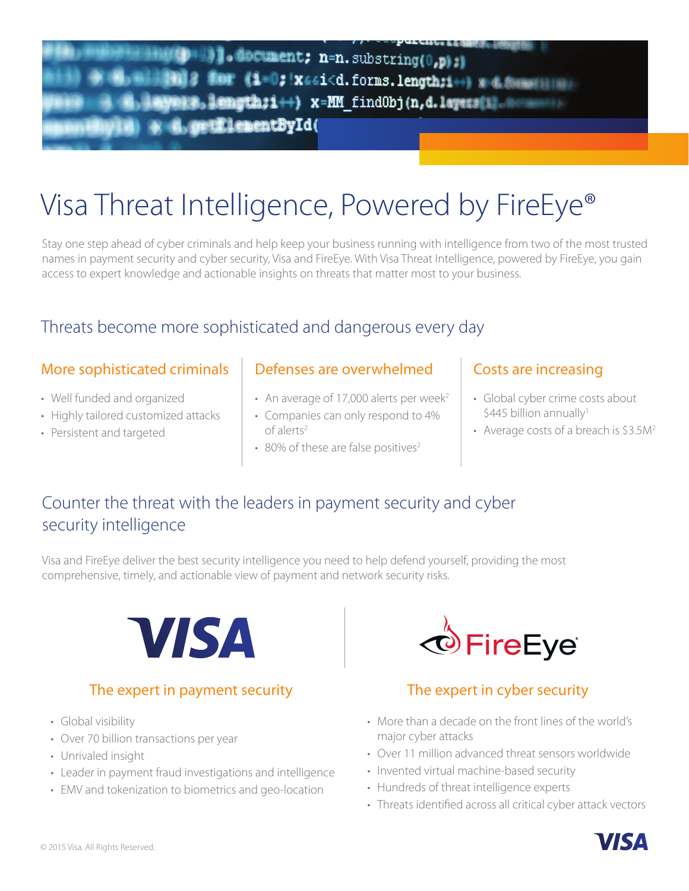# Visa Threat Intelligence, Powered by FireEye®

Stay one step ahead of cyber criminals and help keep your business running with intelligence from two of the most trusted names in payment security and cyber security, Visa and FireEye. With Visa Threat Intelligence, powered by FireEye, you gain access to expert knowledge and actionable insights on threats that matter most to your business.

## Threats become more sophisticated and dangerous every day

### More sophisticated criminals

- Well funded and organized
- Highly tailored customized attacks
- Persistent and targeted

### Defenses are overwhelmed

- An average of 17,000 alerts per week[2]
- Companies can only respond to 4% of alerts[2]
- 80% of these are false positives[2]

### Costs are increasing

- Global cyber crime costs about $445 billion annually[1]
- Average costs of a breach is $3.5M[2]

## Counter the threat with the leaders in payment security and cyber security intelligence

Visa and FireEye deliver the best security intelligence you need to help defend yourself, providing the most comprehensive, timely, and actionable view of payment and network security risks.

### VISA — The expert in payment security

- Global visibility
- Over 70 billion transactions per year
- Unrivaled insight
- Leader in payment fraud investigations and intelligence
- EMV and tokenization to biometrics and geo-location

### FireEye — The expert in cyber security

- More than a decade on the front lines of the world's major cyber attacks
- Over 11 million advanced threat sensors worldwide
- Invented virtual machine-based security
- Hundreds of threat intelligence experts
- Threats identified across all critical cyber attack vectors

© 2015 Visa. All Rights Reserved.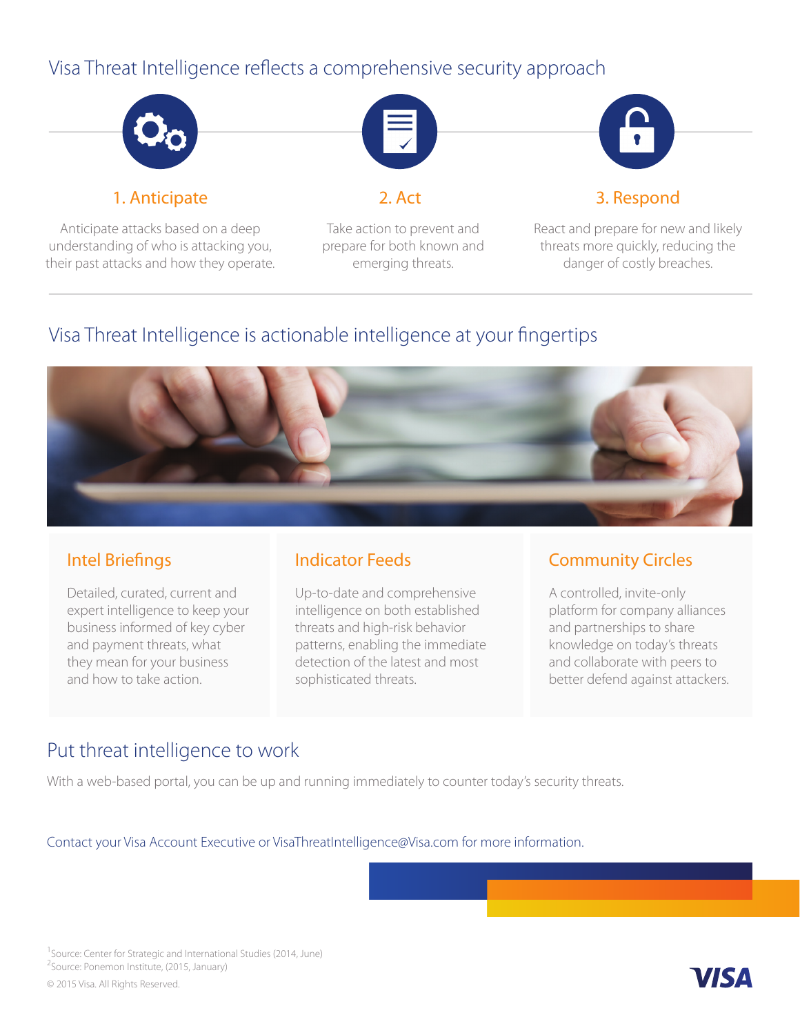## Visa Threat Intelligence reflects a comprehensive security approach

### 1. Anticipate

Anticipate attacks based on a deep understanding of who is attacking you, their past attacks and how they operate.

### 2. Act

Take action to prevent and prepare for both known and emerging threats.

### 3. Respond

React and prepare for new and likely threats more quickly, reducing the danger of costly breaches.

## Visa Threat Intelligence is actionable intelligence at your fingertips

### Intel Briefings

Detailed, curated, current and expert intelligence to keep your business informed of key cyber and payment threats, what they mean for your business and how to take action.

### Indicator Feeds

Up-to-date and comprehensive intelligence on both established threats and high-risk behavior patterns, enabling the immediate detection of the latest and most sophisticated threats.

### Community Circles

A controlled, invite-only platform for company alliances and partnerships to share knowledge on today's threats and collaborate with peers to better defend against attackers.

## Put threat intelligence to work

With a web-based portal, you can be up and running immediately to counter today's security threats.

Contact your Visa Account Executive or VisaThreatIntelligence@Visa.com for more information.

[1]Source: Center for Strategic and International Studies (2014, June)
[2]Source: Ponemon Institute, (2015, January)

© 2015 Visa. All Rights Reserved.

VISA